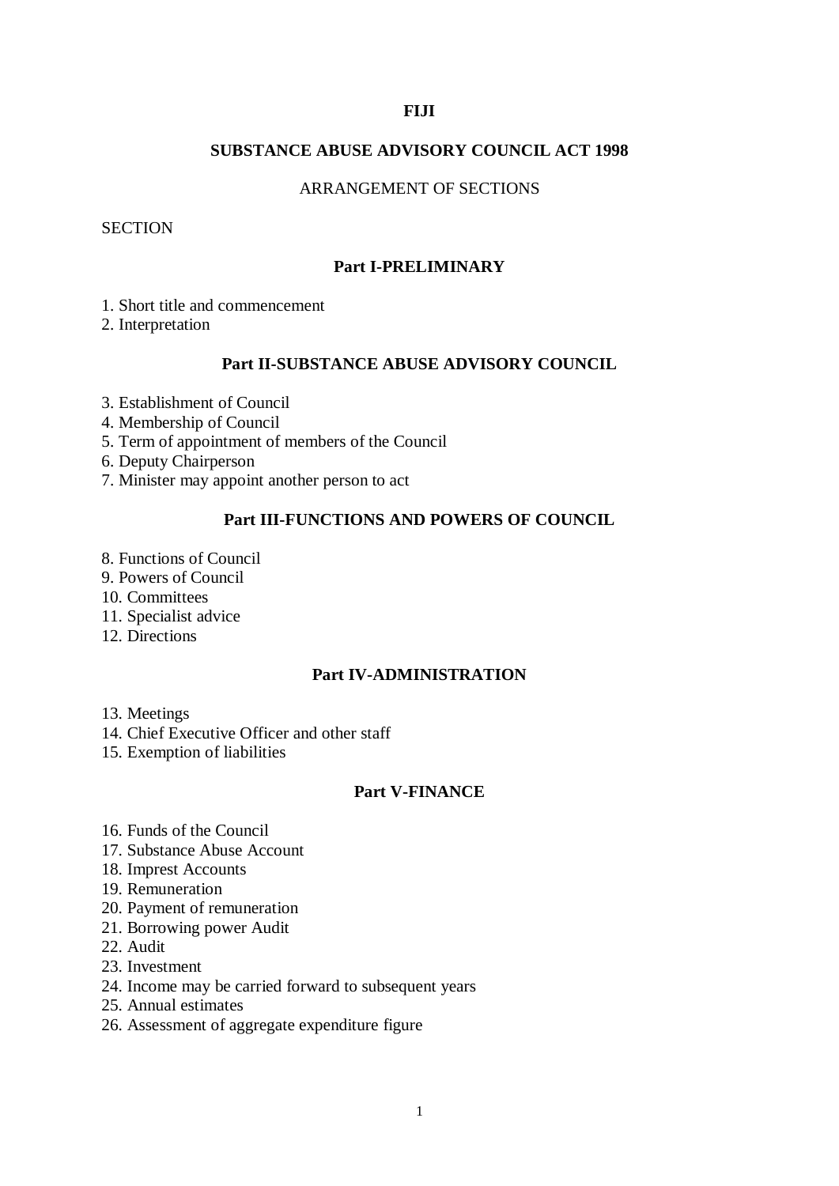**FIJI**

**SUBSTANCE ABUSE ADVISORY COUNCIL ACT 1998**

ARRANGEMENT OF SECTIONS

SECTION

### Part I-PRELIMINARY

1. Short title and commencement
2. Interpretation

### Part II-SUBSTANCE ABUSE ADVISORY COUNCIL

3. Establishment of Council
4. Membership of Council
5. Term of appointment of members of the Council
6. Deputy Chairperson
7. Minister may appoint another person to act

### Part III-FUNCTIONS AND POWERS OF COUNCIL

8. Functions of Council
9. Powers of Council
10. Committees
11. Specialist advice
12. Directions

### Part IV-ADMINISTRATION

13. Meetings
14. Chief Executive Officer and other staff
15. Exemption of liabilities

### Part V-FINANCE

16. Funds of the Council
17. Substance Abuse Account
18. Imprest Accounts
19. Remuneration
20. Payment of remuneration
21. Borrowing power Audit
22. Audit
23. Investment
24. Income may be carried forward to subsequent years
25. Annual estimates
26. Assessment of aggregate expenditure figure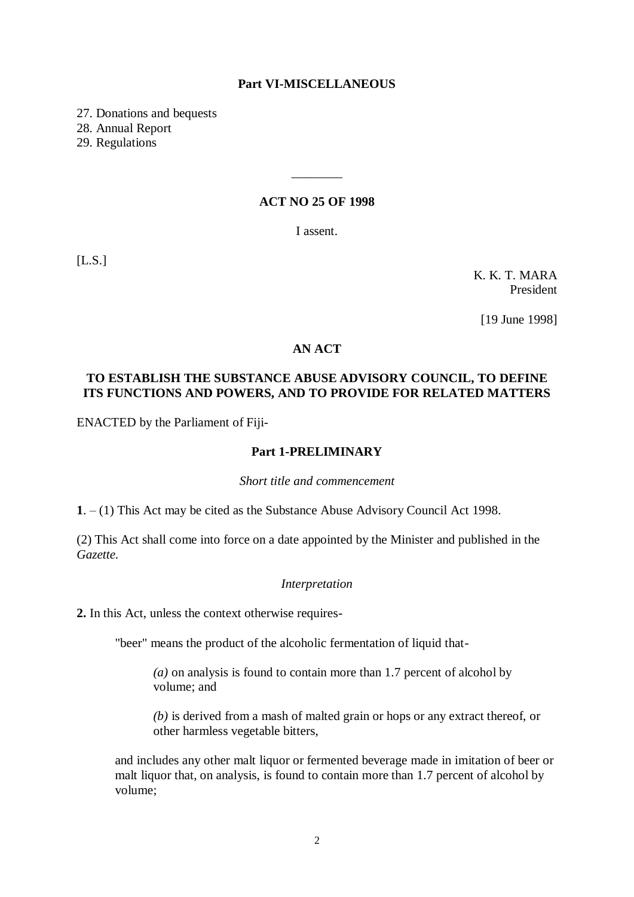**Part VI-MISCELLANEOUS**

27. Donations and bequests
28. Annual Report
29. Regulations

________

**ACT NO 25 OF 1998**

I assent.

[L.S.]

K. K. T. MARA
President

[19 June 1998]

**AN ACT**

**TO ESTABLISH THE SUBSTANCE ABUSE ADVISORY COUNCIL, TO DEFINE ITS FUNCTIONS AND POWERS, AND TO PROVIDE FOR RELATED MATTERS**

ENACTED by the Parliament of Fiji-

**Part 1-PRELIMINARY**

*Short title and commencement*

**1**. – (1) This Act may be cited as the Substance Abuse Advisory Council Act 1998.

(2) This Act shall come into force on a date appointed by the Minister and published in the *Gazette.*

*Interpretation*

**2.** In this Act, unless the context otherwise requires-

"beer" means the product of the alcoholic fermentation of liquid that-

*(a)* on analysis is found to contain more than 1.7 percent of alcohol by volume; and

*(b)* is derived from a mash of malted grain or hops or any extract thereof, or other harmless vegetable bitters,

and includes any other malt liquor or fermented beverage made in imitation of beer or malt liquor that, on analysis, is found to contain more than 1.7 percent of alcohol by volume;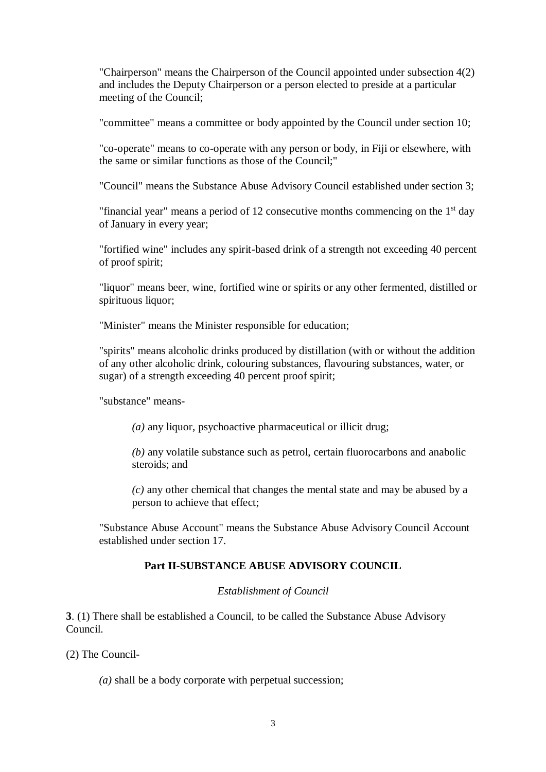"Chairperson" means the Chairperson of the Council appointed under subsection 4(2) and includes the Deputy Chairperson or a person elected to preside at a particular meeting of the Council;

"committee" means a committee or body appointed by the Council under section 10;

"co-operate" means to co-operate with any person or body, in Fiji or elsewhere, with the same or similar functions as those of the Council;"

"Council" means the Substance Abuse Advisory Council established under section 3;

"financial year" means a period of 12 consecutive months commencing on the 1st day of January in every year;

"fortified wine" includes any spirit-based drink of a strength not exceeding 40 percent of proof spirit;

"liquor" means beer, wine, fortified wine or spirits or any other fermented, distilled or spirituous liquor;

"Minister" means the Minister responsible for education;

"spirits" means alcoholic drinks produced by distillation (with or without the addition of any other alcoholic drink, colouring substances, flavouring substances, water, or sugar) of a strength exceeding 40 percent proof spirit;

"substance" means-

*(a)* any liquor, psychoactive pharmaceutical or illicit drug;

*(b)* any volatile substance such as petrol, certain fluorocarbons and anabolic steroids; and

*(c)* any other chemical that changes the mental state and may be abused by a person to achieve that effect;

"Substance Abuse Account" means the Substance Abuse Advisory Council Account established under section 17.

## Part II-SUBSTANCE ABUSE ADVISORY COUNCIL

*Establishment of Council*

**3**. (1) There shall be established a Council, to be called the Substance Abuse Advisory Council.

(2) The Council-

*(a)* shall be a body corporate with perpetual succession;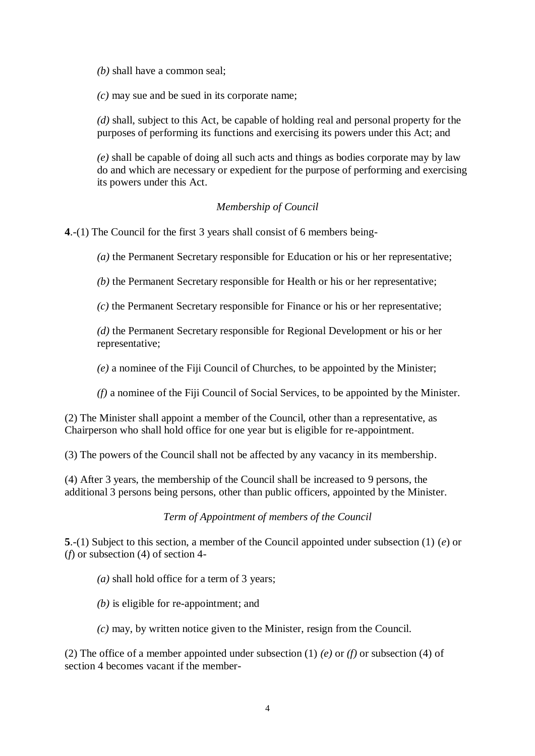*(b)* shall have a common seal;

*(c)* may sue and be sued in its corporate name;

*(d)* shall, subject to this Act, be capable of holding real and personal property for the purposes of performing its functions and exercising its powers under this Act; and

*(e)* shall be capable of doing all such acts and things as bodies corporate may by law do and which are necessary or expedient for the purpose of performing and exercising its powers under this Act.

*Membership of Council*

**4**.-(1) The Council for the first 3 years shall consist of 6 members being-

*(a)* the Permanent Secretary responsible for Education or his or her representative;

*(b)* the Permanent Secretary responsible for Health or his or her representative;

*(c)* the Permanent Secretary responsible for Finance or his or her representative;

*(d)* the Permanent Secretary responsible for Regional Development or his or her representative;

*(e)* a nominee of the Fiji Council of Churches, to be appointed by the Minister;

*(f)* a nominee of the Fiji Council of Social Services, to be appointed by the Minister.

(2) The Minister shall appoint a member of the Council, other than a representative, as Chairperson who shall hold office for one year but is eligible for re-appointment.

(3) The powers of the Council shall not be affected by any vacancy in its membership.

(4) After 3 years, the membership of the Council shall be increased to 9 persons, the additional 3 persons being persons, other than public officers, appointed by the Minister.

*Term of Appointment of members of the Council*

**5**.-(1) Subject to this section, a member of the Council appointed under subsection (1) (*e*) or (*f*) or subsection (4) of section 4-

*(a)* shall hold office for a term of 3 years;

*(b)* is eligible for re-appointment; and

*(c)* may, by written notice given to the Minister, resign from the Council.

(2) The office of a member appointed under subsection (1) *(e)* or *(f)* or subsection (4) of section 4 becomes vacant if the member-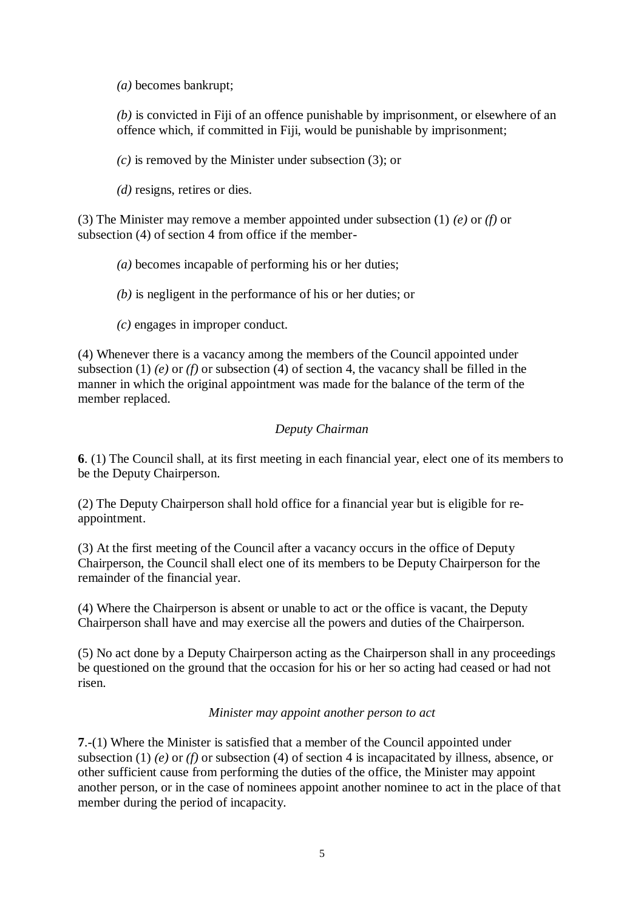*(a)* becomes bankrupt;

*(b)* is convicted in Fiji of an offence punishable by imprisonment, or elsewhere of an offence which, if committed in Fiji, would be punishable by imprisonment;

*(c)* is removed by the Minister under subsection (3); or

*(d)* resigns, retires or dies.

(3) The Minister may remove a member appointed under subsection (1) *(e)* or *(f)* or subsection (4) of section 4 from office if the member-

*(a)* becomes incapable of performing his or her duties;

*(b)* is negligent in the performance of his or her duties; or

*(c)* engages in improper conduct.

(4) Whenever there is a vacancy among the members of the Council appointed under subsection (1) *(e)* or *(f)* or subsection (4) of section 4, the vacancy shall be filled in the manner in which the original appointment was made for the balance of the term of the member replaced.

*Deputy Chairman*

**6**. (1) The Council shall, at its first meeting in each financial year, elect one of its members to be the Deputy Chairperson.

(2) The Deputy Chairperson shall hold office for a financial year but is eligible for re-appointment.

(3) At the first meeting of the Council after a vacancy occurs in the office of Deputy Chairperson, the Council shall elect one of its members to be Deputy Chairperson for the remainder of the financial year.

(4) Where the Chairperson is absent or unable to act or the office is vacant, the Deputy Chairperson shall have and may exercise all the powers and duties of the Chairperson.

(5) No act done by a Deputy Chairperson acting as the Chairperson shall in any proceedings be questioned on the ground that the occasion for his or her so acting had ceased or had not risen.

*Minister may appoint another person to act*

**7**.-(1) Where the Minister is satisfied that a member of the Council appointed under subsection (1) *(e)* or *(f)* or subsection (4) of section 4 is incapacitated by illness, absence, or other sufficient cause from performing the duties of the office, the Minister may appoint another person, or in the case of nominees appoint another nominee to act in the place of that member during the period of incapacity.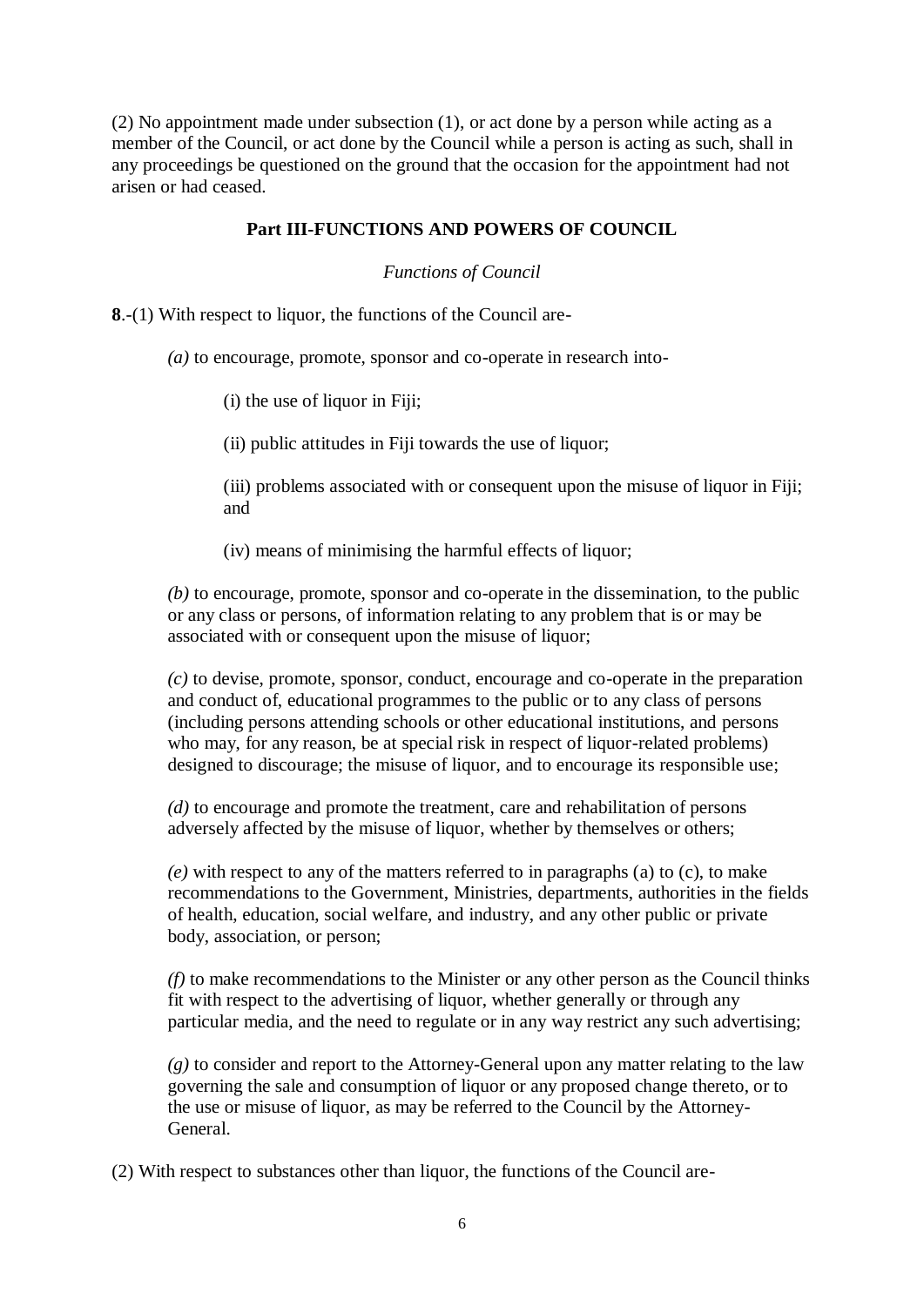(2) No appointment made under subsection (1), or act done by a person while acting as a member of the Council, or act done by the Council while a person is acting as such, shall in any proceedings be questioned on the ground that the occasion for the appointment had not arisen or had ceased.

## Part III-FUNCTIONS AND POWERS OF COUNCIL

*Functions of Council*

**8**.-(1) With respect to liquor, the functions of the Council are-

*(a)* to encourage, promote, sponsor and co-operate in research into-

(i) the use of liquor in Fiji;

(ii) public attitudes in Fiji towards the use of liquor;

(iii) problems associated with or consequent upon the misuse of liquor in Fiji; and

(iv) means of minimising the harmful effects of liquor;

*(b)* to encourage, promote, sponsor and co-operate in the dissemination, to the public or any class or persons, of information relating to any problem that is or may be associated with or consequent upon the misuse of liquor;

*(c)* to devise, promote, sponsor, conduct, encourage and co-operate in the preparation and conduct of, educational programmes to the public or to any class of persons (including persons attending schools or other educational institutions, and persons who may, for any reason, be at special risk in respect of liquor-related problems) designed to discourage; the misuse of liquor, and to encourage its responsible use;

*(d)* to encourage and promote the treatment, care and rehabilitation of persons adversely affected by the misuse of liquor, whether by themselves or others;

*(e)* with respect to any of the matters referred to in paragraphs (a) to (c), to make recommendations to the Government, Ministries, departments, authorities in the fields of health, education, social welfare, and industry, and any other public or private body, association, or person;

*(f)* to make recommendations to the Minister or any other person as the Council thinks fit with respect to the advertising of liquor, whether generally or through any particular media, and the need to regulate or in any way restrict any such advertising;

*(g)* to consider and report to the Attorney-General upon any matter relating to the law governing the sale and consumption of liquor or any proposed change thereto, or to the use or misuse of liquor, as may be referred to the Council by the Attorney-General.

(2) With respect to substances other than liquor, the functions of the Council are-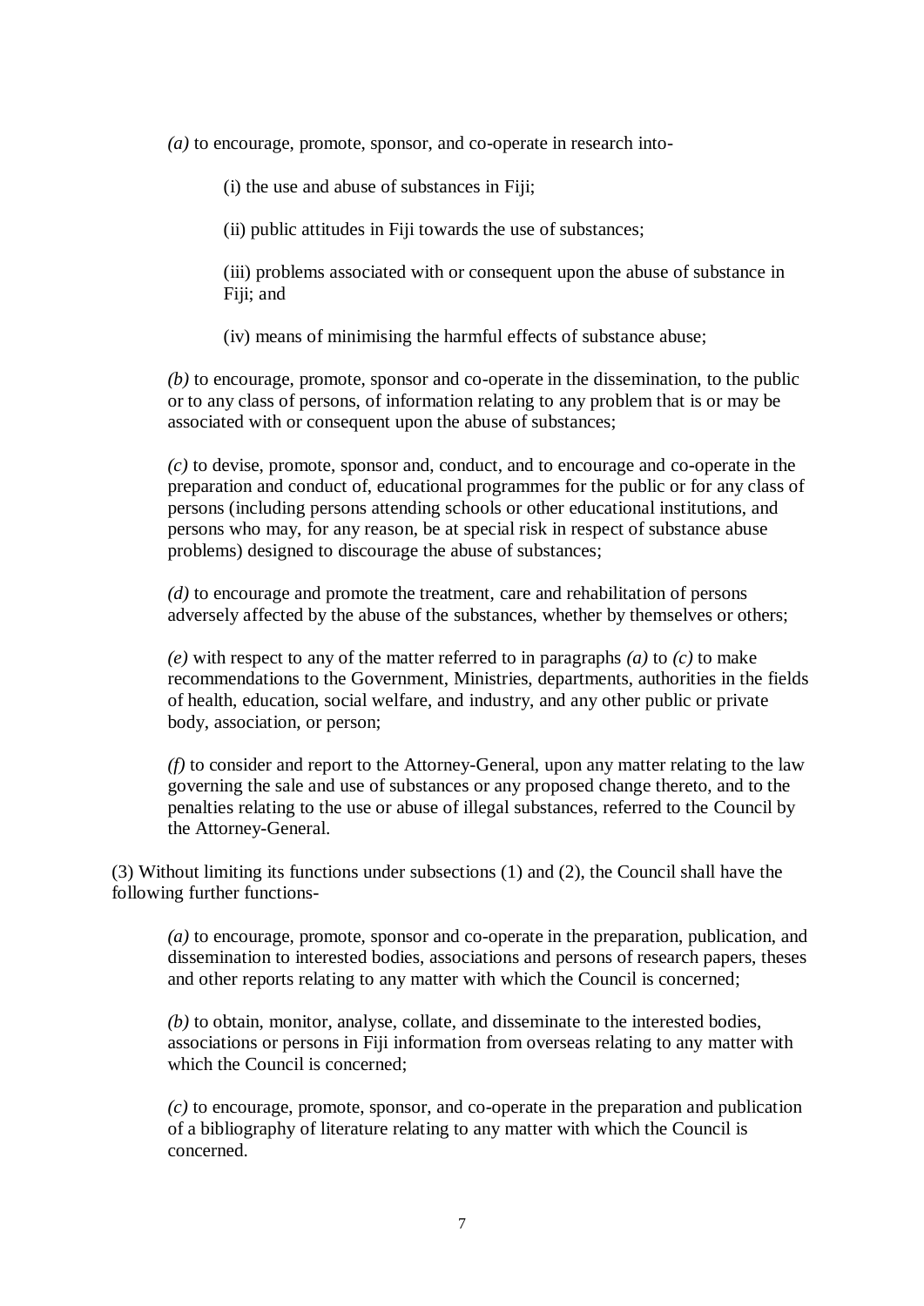*(a)* to encourage, promote, sponsor, and co-operate in research into-

(i) the use and abuse of substances in Fiji;

(ii) public attitudes in Fiji towards the use of substances;

(iii) problems associated with or consequent upon the abuse of substance in Fiji; and

(iv) means of minimising the harmful effects of substance abuse;

*(b)* to encourage, promote, sponsor and co-operate in the dissemination, to the public or to any class of persons, of information relating to any problem that is or may be associated with or consequent upon the abuse of substances;

*(c)* to devise, promote, sponsor and, conduct, and to encourage and co-operate in the preparation and conduct of, educational programmes for the public or for any class of persons (including persons attending schools or other educational institutions, and persons who may, for any reason, be at special risk in respect of substance abuse problems) designed to discourage the abuse of substances;

*(d)* to encourage and promote the treatment, care and rehabilitation of persons adversely affected by the abuse of the substances, whether by themselves or others;

*(e)* with respect to any of the matter referred to in paragraphs *(a)* to *(c)* to make recommendations to the Government, Ministries, departments, authorities in the fields of health, education, social welfare, and industry, and any other public or private body, association, or person;

*(f)* to consider and report to the Attorney-General, upon any matter relating to the law governing the sale and use of substances or any proposed change thereto, and to the penalties relating to the use or abuse of illegal substances, referred to the Council by the Attorney-General.

(3) Without limiting its functions under subsections (1) and (2), the Council shall have the following further functions-

*(a)* to encourage, promote, sponsor and co-operate in the preparation, publication, and dissemination to interested bodies, associations and persons of research papers, theses and other reports relating to any matter with which the Council is concerned;

*(b)* to obtain, monitor, analyse, collate, and disseminate to the interested bodies, associations or persons in Fiji information from overseas relating to any matter with which the Council is concerned;

*(c)* to encourage, promote, sponsor, and co-operate in the preparation and publication of a bibliography of literature relating to any matter with which the Council is concerned.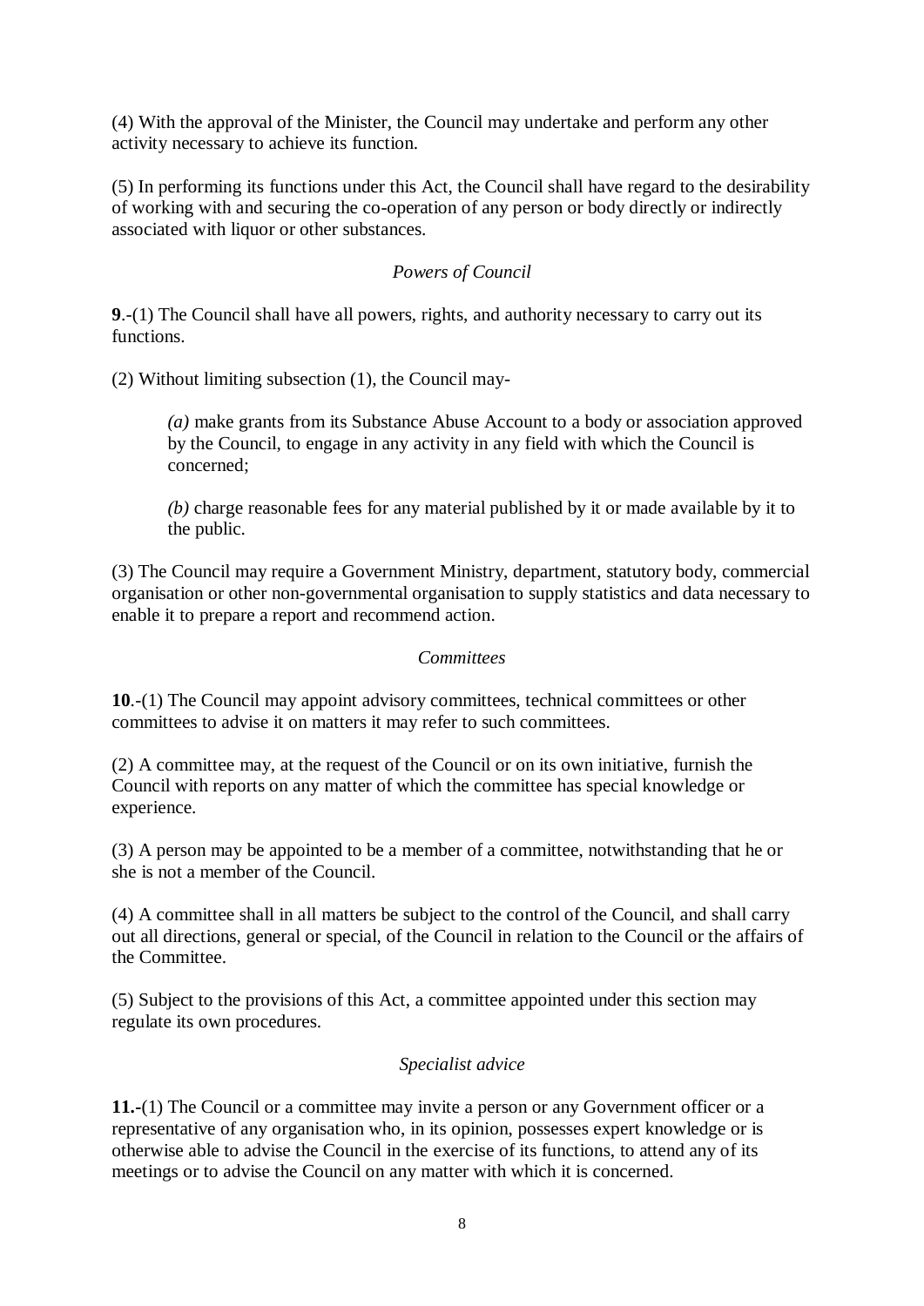(4) With the approval of the Minister, the Council may undertake and perform any other activity necessary to achieve its function.

(5) In performing its functions under this Act, the Council shall have regard to the desirability of working with and securing the co-operation of any person or body directly or indirectly associated with liquor or other substances.

*Powers of Council*

**9**.-(1) The Council shall have all powers, rights, and authority necessary to carry out its functions.

(2) Without limiting subsection (1), the Council may-

> *(a)* make grants from its Substance Abuse Account to a body or association approved by the Council, to engage in any activity in any field with which the Council is concerned;
>
> *(b)* charge reasonable fees for any material published by it or made available by it to the public.

(3) The Council may require a Government Ministry, department, statutory body, commercial organisation or other non-governmental organisation to supply statistics and data necessary to enable it to prepare a report and recommend action.

*Committees*

**10**.-(1) The Council may appoint advisory committees, technical committees or other committees to advise it on matters it may refer to such committees.

(2) A committee may, at the request of the Council or on its own initiative, furnish the Council with reports on any matter of which the committee has special knowledge or experience.

(3) A person may be appointed to be a member of a committee, notwithstanding that he or she is not a member of the Council.

(4) A committee shall in all matters be subject to the control of the Council, and shall carry out all directions, general or special, of the Council in relation to the Council or the affairs of the Committee.

(5) Subject to the provisions of this Act, a committee appointed under this section may regulate its own procedures.

*Specialist advice*

**11.**-(1) The Council or a committee may invite a person or any Government officer or a representative of any organisation who, in its opinion, possesses expert knowledge or is otherwise able to advise the Council in the exercise of its functions, to attend any of its meetings or to advise the Council on any matter with which it is concerned.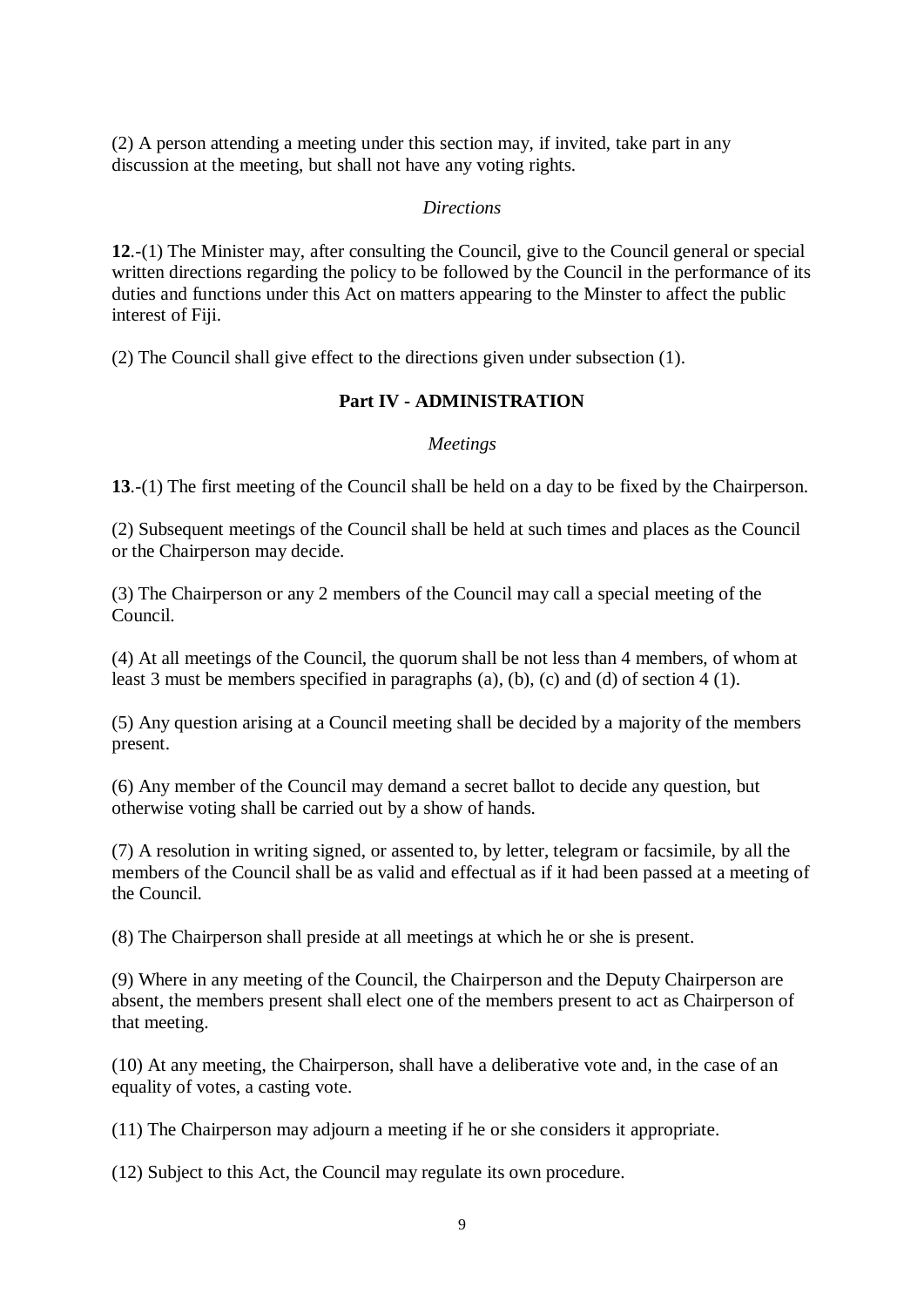(2) A person attending a meeting under this section may, if invited, take part in any discussion at the meeting, but shall not have any voting rights.

*Directions*

**12**.-(1) The Minister may, after consulting the Council, give to the Council general or special written directions regarding the policy to be followed by the Council in the performance of its duties and functions under this Act on matters appearing to the Minster to affect the public interest of Fiji.

(2) The Council shall give effect to the directions given under subsection (1).

## Part IV - ADMINISTRATION

*Meetings*

**13**.-(1) The first meeting of the Council shall be held on a day to be fixed by the Chairperson.

(2) Subsequent meetings of the Council shall be held at such times and places as the Council or the Chairperson may decide.

(3) The Chairperson or any 2 members of the Council may call a special meeting of the Council.

(4) At all meetings of the Council, the quorum shall be not less than 4 members, of whom at least 3 must be members specified in paragraphs (a), (b), (c) and (d) of section 4 (1).

(5) Any question arising at a Council meeting shall be decided by a majority of the members present.

(6) Any member of the Council may demand a secret ballot to decide any question, but otherwise voting shall be carried out by a show of hands.

(7) A resolution in writing signed, or assented to, by letter, telegram or facsimile, by all the members of the Council shall be as valid and effectual as if it had been passed at a meeting of the Council.

(8) The Chairperson shall preside at all meetings at which he or she is present.

(9) Where in any meeting of the Council, the Chairperson and the Deputy Chairperson are absent, the members present shall elect one of the members present to act as Chairperson of that meeting.

(10) At any meeting, the Chairperson, shall have a deliberative vote and, in the case of an equality of votes, a casting vote.

(11) The Chairperson may adjourn a meeting if he or she considers it appropriate.

(12) Subject to this Act, the Council may regulate its own procedure.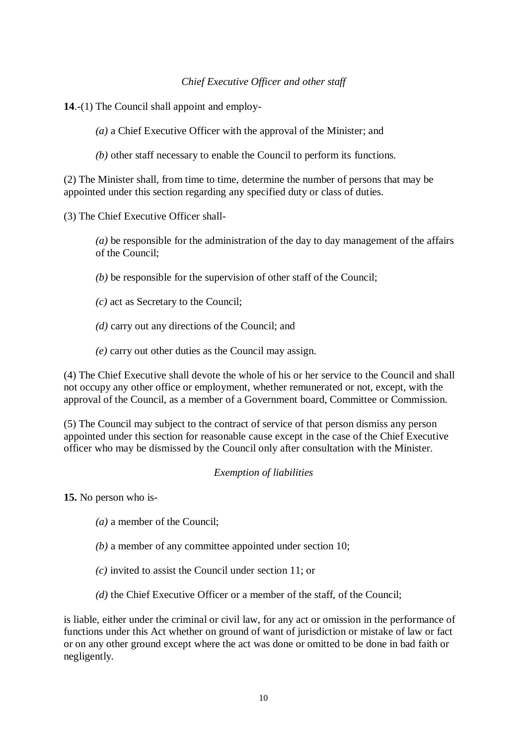*Chief Executive Officer and other staff*

**14**.-(1) The Council shall appoint and employ-

*(a)* a Chief Executive Officer with the approval of the Minister; and

*(b)* other staff necessary to enable the Council to perform its functions.

(2) The Minister shall, from time to time, determine the number of persons that may be appointed under this section regarding any specified duty or class of duties.

(3) The Chief Executive Officer shall-

*(a)* be responsible for the administration of the day to day management of the affairs of the Council;

*(b)* be responsible for the supervision of other staff of the Council;

*(c)* act as Secretary to the Council;

*(d)* carry out any directions of the Council; and

*(e)* carry out other duties as the Council may assign.

(4) The Chief Executive shall devote the whole of his or her service to the Council and shall not occupy any other office or employment, whether remunerated or not, except, with the approval of the Council, as a member of a Government board, Committee or Commission.

(5) The Council may subject to the contract of service of that person dismiss any person appointed under this section for reasonable cause except in the case of the Chief Executive officer who may be dismissed by the Council only after consultation with the Minister.

*Exemption of liabilities*

**15.** No person who is-

*(a)* a member of the Council;

*(b)* a member of any committee appointed under section 10;

*(c)* invited to assist the Council under section 11; or

*(d)* the Chief Executive Officer or a member of the staff, of the Council;

is liable, either under the criminal or civil law, for any act or omission in the performance of functions under this Act whether on ground of want of jurisdiction or mistake of law or fact or on any other ground except where the act was done or omitted to be done in bad faith or negligently.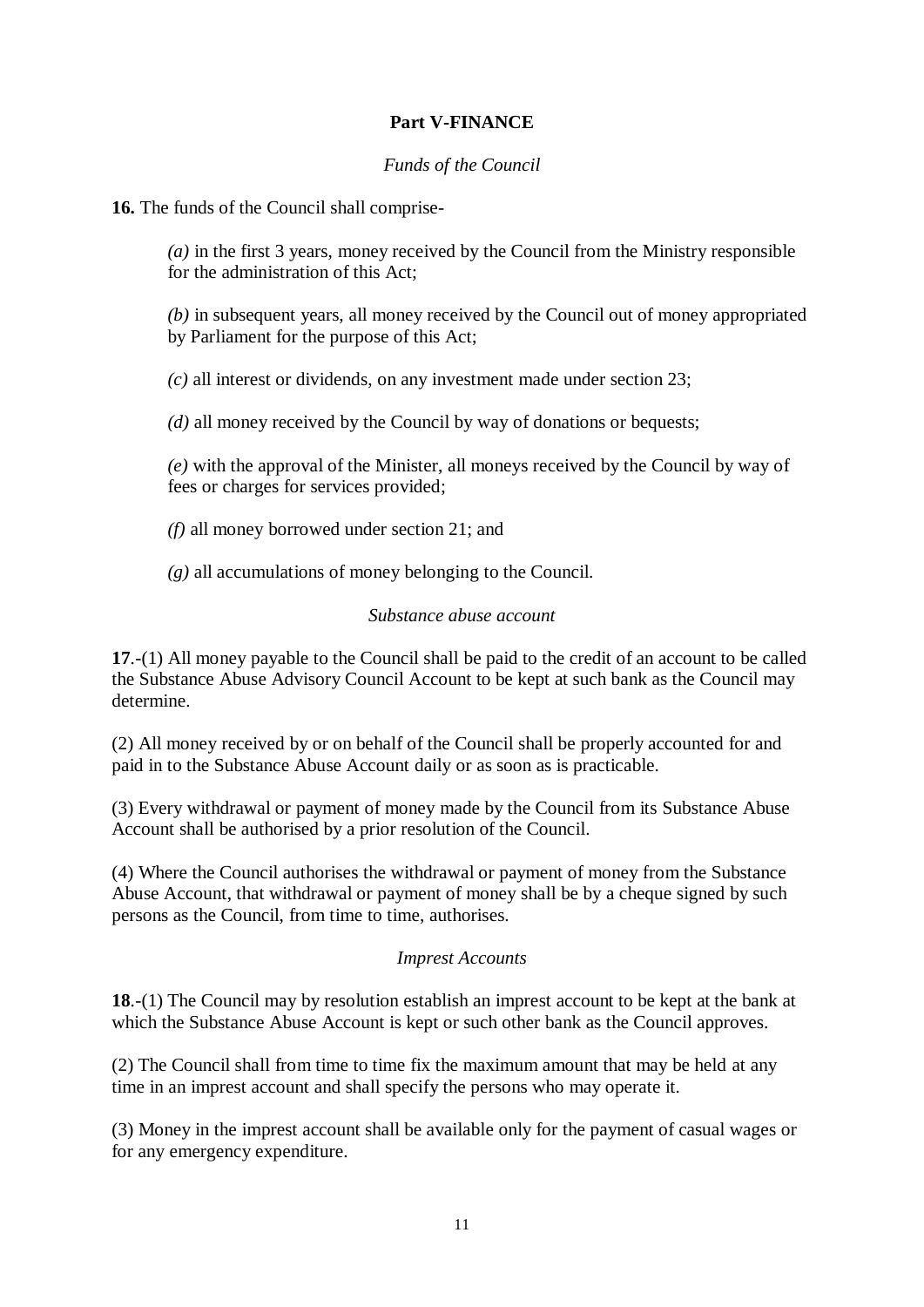## Part V-FINANCE

*Funds of the Council*

**16.** The funds of the Council shall comprise-

*(a)* in the first 3 years, money received by the Council from the Ministry responsible for the administration of this Act;

*(b)* in subsequent years, all money received by the Council out of money appropriated by Parliament for the purpose of this Act;

*(c)* all interest or dividends, on any investment made under section 23;

*(d)* all money received by the Council by way of donations or bequests;

*(e)* with the approval of the Minister, all moneys received by the Council by way of fees or charges for services provided;

*(f)* all money borrowed under section 21; and

*(g)* all accumulations of money belonging to the Council.

*Substance abuse account*

**17**.-(1) All money payable to the Council shall be paid to the credit of an account to be called the Substance Abuse Advisory Council Account to be kept at such bank as the Council may determine.

(2) All money received by or on behalf of the Council shall be properly accounted for and paid in to the Substance Abuse Account daily or as soon as is practicable.

(3) Every withdrawal or payment of money made by the Council from its Substance Abuse Account shall be authorised by a prior resolution of the Council.

(4) Where the Council authorises the withdrawal or payment of money from the Substance Abuse Account, that withdrawal or payment of money shall be by a cheque signed by such persons as the Council, from time to time, authorises.

*Imprest Accounts*

**18**.-(1) The Council may by resolution establish an imprest account to be kept at the bank at which the Substance Abuse Account is kept or such other bank as the Council approves.

(2) The Council shall from time to time fix the maximum amount that may be held at any time in an imprest account and shall specify the persons who may operate it.

(3) Money in the imprest account shall be available only for the payment of casual wages or for any emergency expenditure.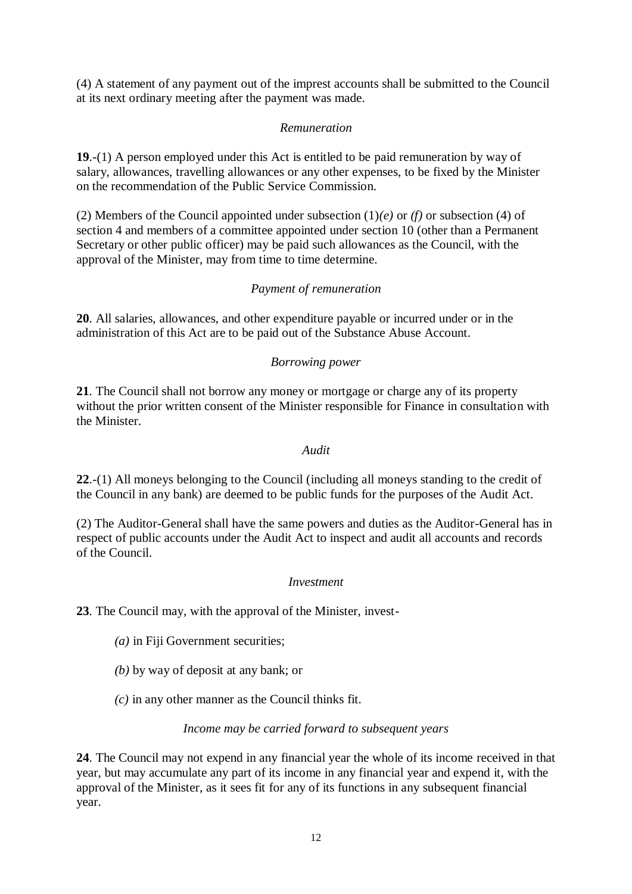(4) A statement of any payment out of the imprest accounts shall be submitted to the Council at its next ordinary meeting after the payment was made.

*Remuneration*

**19**.-(1) A person employed under this Act is entitled to be paid remuneration by way of salary, allowances, travelling allowances or any other expenses, to be fixed by the Minister on the recommendation of the Public Service Commission.

(2) Members of the Council appointed under subsection (1)*(e)* or *(f)* or subsection (4) of section 4 and members of a committee appointed under section 10 (other than a Permanent Secretary or other public officer) may be paid such allowances as the Council, with the approval of the Minister, may from time to time determine.

*Payment of remuneration*

**20**. All salaries, allowances, and other expenditure payable or incurred under or in the administration of this Act are to be paid out of the Substance Abuse Account.

*Borrowing power*

**21**. The Council shall not borrow any money or mortgage or charge any of its property without the prior written consent of the Minister responsible for Finance in consultation with the Minister.

*Audit*

**22**.-(1) All moneys belonging to the Council (including all moneys standing to the credit of the Council in any bank) are deemed to be public funds for the purposes of the Audit Act.

(2) The Auditor-General shall have the same powers and duties as the Auditor-General has in respect of public accounts under the Audit Act to inspect and audit all accounts and records of the Council.

*Investment*

**23**. The Council may, with the approval of the Minister, invest-

*(a)* in Fiji Government securities;

*(b)* by way of deposit at any bank; or

*(c)* in any other manner as the Council thinks fit.

*Income may be carried forward to subsequent years*

**24**. The Council may not expend in any financial year the whole of its income received in that year, but may accumulate any part of its income in any financial year and expend it, with the approval of the Minister, as it sees fit for any of its functions in any subsequent financial year.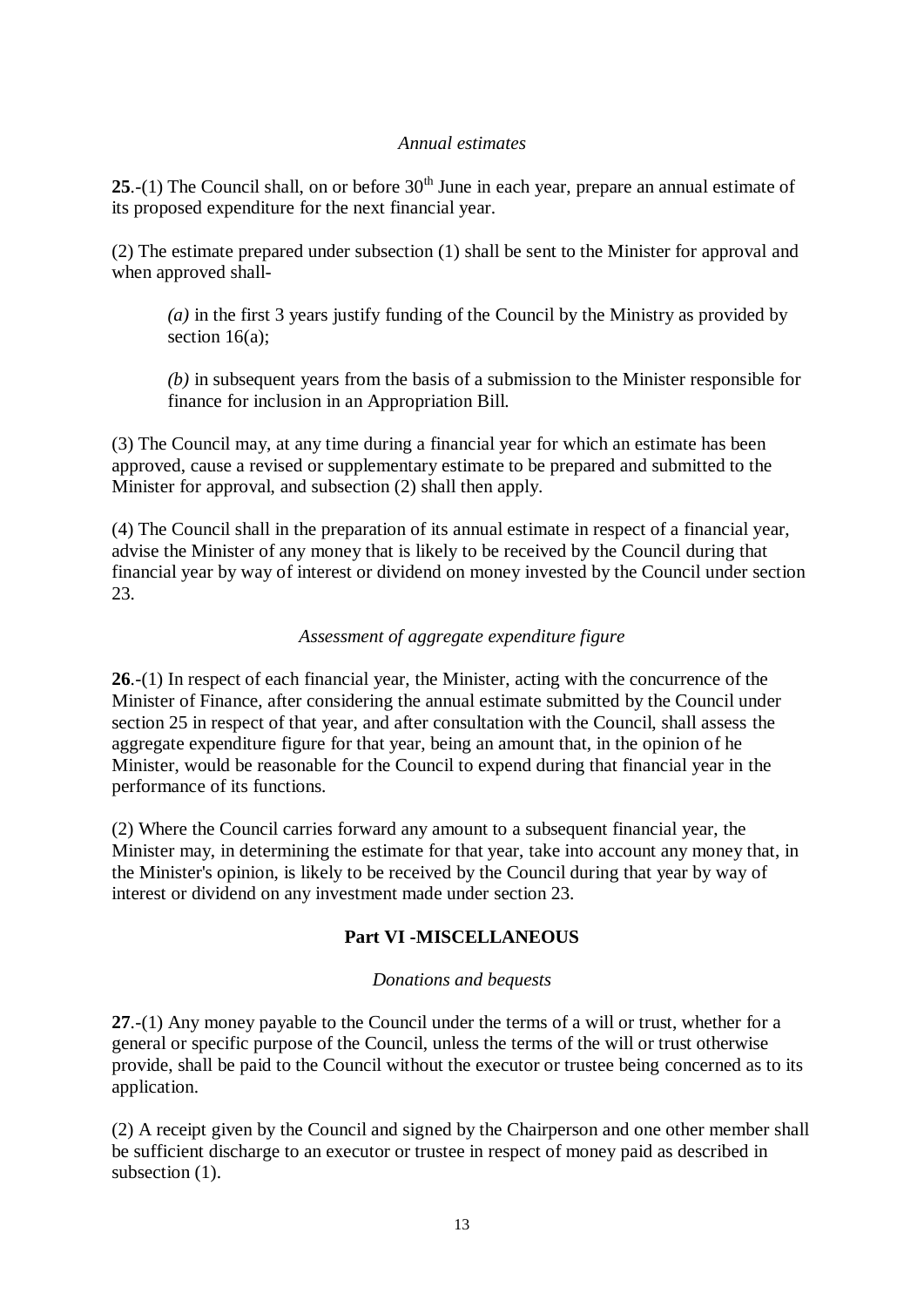*Annual estimates*

**25**.-(1) The Council shall, on or before 30th June in each year, prepare an annual estimate of its proposed expenditure for the next financial year.

(2) The estimate prepared under subsection (1) shall be sent to the Minister for approval and when approved shall-

> *(a)* in the first 3 years justify funding of the Council by the Ministry as provided by section 16(a);
>
> *(b)* in subsequent years from the basis of a submission to the Minister responsible for finance for inclusion in an Appropriation Bill.

(3) The Council may, at any time during a financial year for which an estimate has been approved, cause a revised or supplementary estimate to be prepared and submitted to the Minister for approval, and subsection (2) shall then apply.

(4) The Council shall in the preparation of its annual estimate in respect of a financial year, advise the Minister of any money that is likely to be received by the Council during that financial year by way of interest or dividend on money invested by the Council under section 23.

*Assessment of aggregate expenditure figure*

**26**.-(1) In respect of each financial year, the Minister, acting with the concurrence of the Minister of Finance, after considering the annual estimate submitted by the Council under section 25 in respect of that year, and after consultation with the Council, shall assess the aggregate expenditure figure for that year, being an amount that, in the opinion of he Minister, would be reasonable for the Council to expend during that financial year in the performance of its functions.

(2) Where the Council carries forward any amount to a subsequent financial year, the Minister may, in determining the estimate for that year, take into account any money that, in the Minister's opinion, is likely to be received by the Council during that year by way of interest or dividend on any investment made under section 23.

## Part VI -MISCELLANEOUS

*Donations and bequests*

**27**.-(1) Any money payable to the Council under the terms of a will or trust, whether for a general or specific purpose of the Council, unless the terms of the will or trust otherwise provide, shall be paid to the Council without the executor or trustee being concerned as to its application.

(2) A receipt given by the Council and signed by the Chairperson and one other member shall be sufficient discharge to an executor or trustee in respect of money paid as described in subsection (1).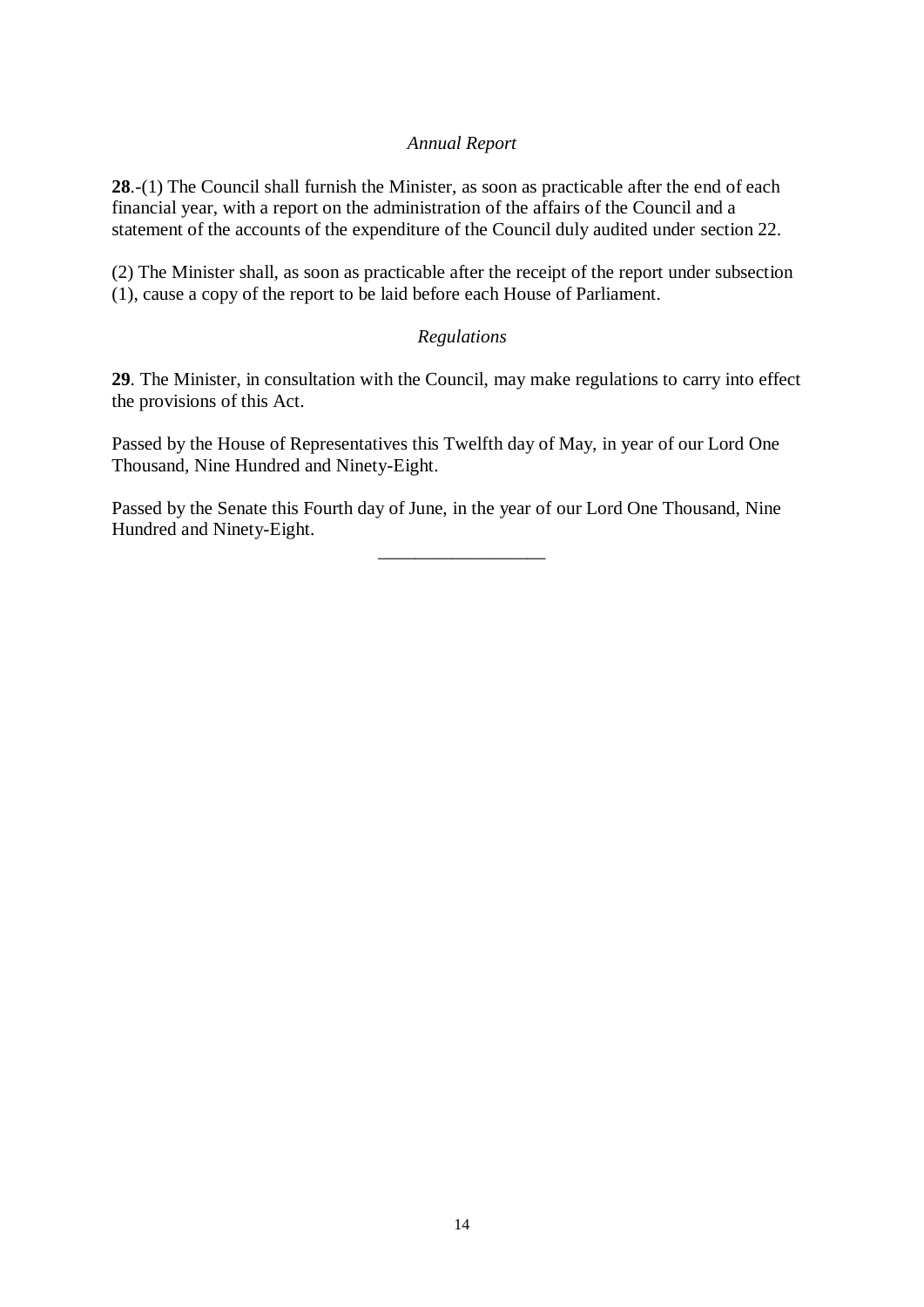*Annual Report*

**28**.-(1) The Council shall furnish the Minister, as soon as practicable after the end of each financial year, with a report on the administration of the affairs of the Council and a statement of the accounts of the expenditure of the Council duly audited under section 22.

(2) The Minister shall, as soon as practicable after the receipt of the report under subsection (1), cause a copy of the report to be laid before each House of Parliament.

*Regulations*

**29**. The Minister, in consultation with the Council, may make regulations to carry into effect the provisions of this Act.

Passed by the House of Representatives this Twelfth day of May, in year of our Lord One Thousand, Nine Hundred and Ninety-Eight.

Passed by the Senate this Fourth day of June, in the year of our Lord One Thousand, Nine Hundred and Ninety-Eight.

---